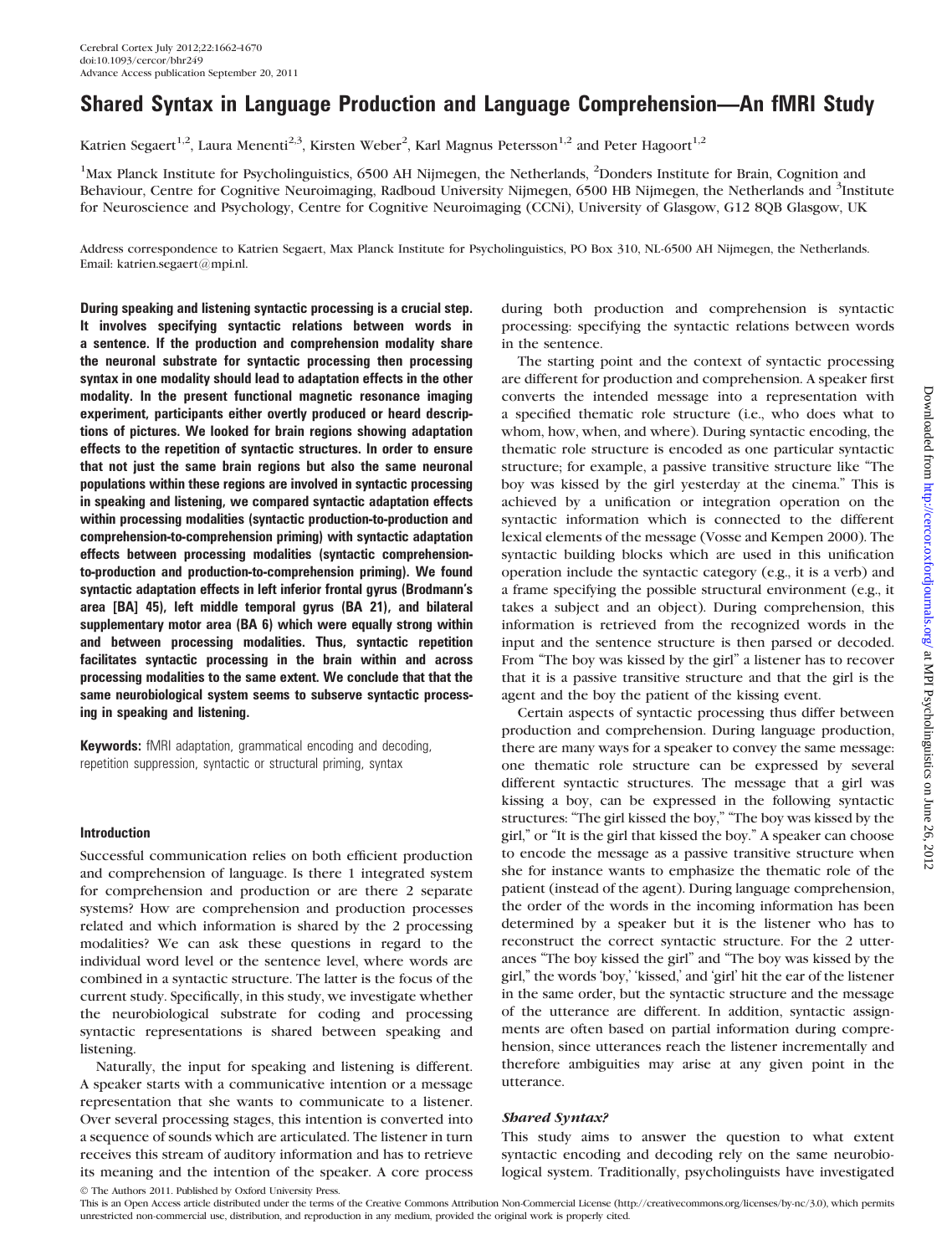# Shared Syntax in Language Production and Language Comprehension—An fMRI Study

Katrien Segaert[1,2], Laura Menenti[2,3], Kirsten Weber[2], Karl Magnus Petersson[1,2] and Peter Hagoort[1,2]

[1]Max Planck Institute for Psycholinguistics, 6500 AH Nijmegen, the Netherlands, [2]Donders Institute for Brain, Cognition and Behaviour, Centre for Cognitive Neuroimaging, Radboud University Nijmegen, 6500 HB Nijmegen, the Netherlands and [3]Institute for Neuroscience and Psychology, Centre for Cognitive Neuroimaging (CCNi), University of Glasgow, G12 8QB Glasgow, UK

Address correspondence to Katrien Segaert, Max Planck Institute for Psycholinguistics, PO Box 310, NL-6500 AH Nijmegen, the Netherlands. Email: katrien.segaert@mpi.nl.

**During speaking and listening syntactic processing is a crucial step. It involves specifying syntactic relations between words in a sentence. If the production and comprehension modality share the neuronal substrate for syntactic processing then processing syntax in one modality should lead to adaptation effects in the other modality. In the present functional magnetic resonance imaging experiment, participants either overtly produced or heard descriptions of pictures. We looked for brain regions showing adaptation effects to the repetition of syntactic structures. In order to ensure that not just the same brain regions but also the same neuronal populations within these regions are involved in syntactic processing in speaking and listening, we compared syntactic adaptation effects within processing modalities (syntactic production-to-production and comprehension-to-comprehension priming) with syntactic adaptation effects between processing modalities (syntactic comprehension-to-production and production-to-comprehension priming). We found syntactic adaptation effects in left inferior frontal gyrus (Brodmann's area [BA] 45), left middle temporal gyrus (BA 21), and bilateral supplementary motor area (BA 6) which were equally strong within and between processing modalities. Thus, syntactic repetition facilitates syntactic processing in the brain within and across processing modalities to the same extent. We conclude that that the same neurobiological system seems to subserve syntactic processing in speaking and listening.**

**Keywords:** fMRI adaptation, grammatical encoding and decoding, repetition suppression, syntactic or structural priming, syntax

## Introduction

Successful communication relies on both efficient production and comprehension of language. Is there 1 integrated system for comprehension and production or are there 2 separate systems? How are comprehension and production processes related and which information is shared by the 2 processing modalities? We can ask these questions in regard to the individual word level or the sentence level, where words are combined in a syntactic structure. The latter is the focus of the current study. Specifically, in this study, we investigate whether the neurobiological substrate for coding and processing syntactic representations is shared between speaking and listening.

Naturally, the input for speaking and listening is different. A speaker starts with a communicative intention or a message representation that she wants to communicate to a listener. Over several processing stages, this intention is converted into a sequence of sounds which are articulated. The listener in turn receives this stream of auditory information and has to retrieve its meaning and the intention of the speaker. A core process during both production and comprehension is syntactic processing: specifying the syntactic relations between words in the sentence.

The starting point and the context of syntactic processing are different for production and comprehension. A speaker first converts the intended message into a representation with a specified thematic role structure (i.e., who does what to whom, how, when, and where). During syntactic encoding, the thematic role structure is encoded as one particular syntactic structure; for example, a passive transitive structure like "The boy was kissed by the girl yesterday at the cinema." This is achieved by a unification or integration operation on the syntactic information which is connected to the different lexical elements of the message (Vosse and Kempen 2000). The syntactic building blocks which are used in this unification operation include the syntactic category (e.g., it is a verb) and a frame specifying the possible structural environment (e.g., it takes a subject and an object). During comprehension, this information is retrieved from the recognized words in the input and the sentence structure is then parsed or decoded. From "The boy was kissed by the girl" a listener has to recover that it is a passive transitive structure and that the girl is the agent and the boy the patient of the kissing event.

Certain aspects of syntactic processing thus differ between production and comprehension. During language production, there are many ways for a speaker to convey the same message: one thematic role structure can be expressed by several different syntactic structures. The message that a girl was kissing a boy, can be expressed in the following syntactic structures: "The girl kissed the boy," "The boy was kissed by the girl," or "It is the girl that kissed the boy." A speaker can choose to encode the message as a passive transitive structure when she for instance wants to emphasize the thematic role of the patient (instead of the agent). During language comprehension, the order of the words in the incoming information has been determined by a speaker but it is the listener who has to reconstruct the correct syntactic structure. For the 2 utterances "The boy kissed the girl" and "The boy was kissed by the girl," the words 'boy,' 'kissed,' and 'girl' hit the ear of the listener in the same order, but the syntactic structure and the message of the utterance are different. In addition, syntactic assignments are often based on partial information during comprehension, since utterances reach the listener incrementally and therefore ambiguities may arise at any given point in the utterance.

### *Shared Syntax?*

This study aims to answer the question to what extent syntactic encoding and decoding rely on the same neurobiological system. Traditionally, psycholinguists have investigated

© The Authors 2011. Published by Oxford University Press.
This is an Open Access article distributed under the terms of the Creative Commons Attribution Non-Commercial License (http://creativecommons.org/licenses/by-nc/3.0), which permits unrestricted non-commercial use, distribution, and reproduction in any medium, provided the original work is properly cited.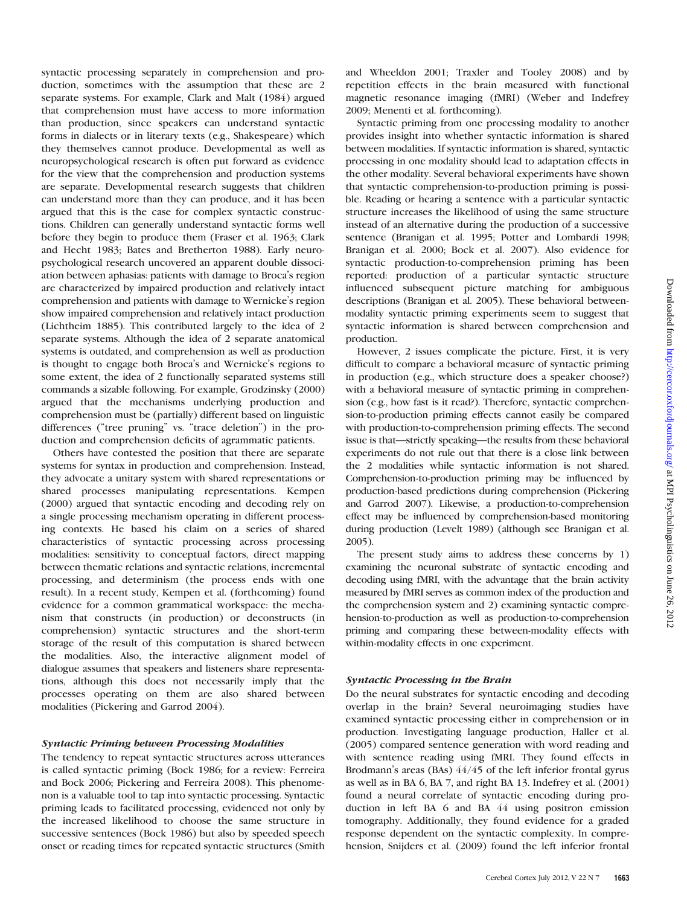syntactic processing separately in comprehension and production, sometimes with the assumption that these are 2 separate systems. For example, Clark and Malt (1984) argued that comprehension must have access to more information than production, since speakers can understand syntactic forms in dialects or in literary texts (e.g., Shakespeare) which they themselves cannot produce. Developmental as well as neuropsychological research is often put forward as evidence for the view that the comprehension and production systems are separate. Developmental research suggests that children can understand more than they can produce, and it has been argued that this is the case for complex syntactic constructions. Children can generally understand syntactic forms well before they begin to produce them (Fraser et al. 1963; Clark and Hecht 1983; Bates and Bretherton 1988). Early neuropsychological research uncovered an apparent double dissociation between aphasias: patients with damage to Broca's region are characterized by impaired production and relatively intact comprehension and patients with damage to Wernicke's region show impaired comprehension and relatively intact production (Lichtheim 1885). This contributed largely to the idea of 2 separate systems. Although the idea of 2 separate anatomical systems is outdated, and comprehension as well as production is thought to engage both Broca's and Wernicke's regions to some extent, the idea of 2 functionally separated systems still commands a sizable following. For example, Grodzinsky (2000) argued that the mechanisms underlying production and comprehension must be (partially) different based on linguistic differences ("tree pruning" vs. "trace deletion") in the production and comprehension deficits of agrammatic patients.

Others have contested the position that there are separate systems for syntax in production and comprehension. Instead, they advocate a unitary system with shared representations or shared processes manipulating representations. Kempen (2000) argued that syntactic encoding and decoding rely on a single processing mechanism operating in different processing contexts. He based his claim on a series of shared characteristics of syntactic processing across processing modalities: sensitivity to conceptual factors, direct mapping between thematic relations and syntactic relations, incremental processing, and determinism (the process ends with one result). In a recent study, Kempen et al. (forthcoming) found evidence for a common grammatical workspace: the mechanism that constructs (in production) or deconstructs (in comprehension) syntactic structures and the short-term storage of the result of this computation is shared between the modalities. Also, the interactive alignment model of dialogue assumes that speakers and listeners share representations, although this does not necessarily imply that the processes operating on them are also shared between modalities (Pickering and Garrod 2004).

### *Syntactic Priming between Processing Modalities*

The tendency to repeat syntactic structures across utterances is called syntactic priming (Bock 1986; for a review: Ferreira and Bock 2006; Pickering and Ferreira 2008). This phenomenon is a valuable tool to tap into syntactic processing. Syntactic priming leads to facilitated processing, evidenced not only by the increased likelihood to choose the same structure in successive sentences (Bock 1986) but also by speeded speech onset or reading times for repeated syntactic structures (Smith and Wheeldon 2001; Traxler and Tooley 2008) and by repetition effects in the brain measured with functional magnetic resonance imaging (fMRI) (Weber and Indefrey 2009; Menenti et al. forthcoming).

Syntactic priming from one processing modality to another provides insight into whether syntactic information is shared between modalities. If syntactic information is shared, syntactic processing in one modality should lead to adaptation effects in the other modality. Several behavioral experiments have shown that syntactic comprehension-to-production priming is possible. Reading or hearing a sentence with a particular syntactic structure increases the likelihood of using the same structure instead of an alternative during the production of a successive sentence (Branigan et al. 1995; Potter and Lombardi 1998; Branigan et al. 2000; Bock et al. 2007). Also evidence for syntactic production-to-comprehension priming has been reported: production of a particular syntactic structure influenced subsequent picture matching for ambiguous descriptions (Branigan et al. 2005). These behavioral between-modality syntactic priming experiments seem to suggest that syntactic information is shared between comprehension and production.

However, 2 issues complicate the picture. First, it is very difficult to compare a behavioral measure of syntactic priming in production (e.g., which structure does a speaker choose?) with a behavioral measure of syntactic priming in comprehension (e.g., how fast is it read?). Therefore, syntactic comprehension-to-production priming effects cannot easily be compared with production-to-comprehension priming effects. The second issue is that—strictly speaking—the results from these behavioral experiments do not rule out that there is a close link between the 2 modalities while syntactic information is not shared. Comprehension-to-production priming may be influenced by production-based predictions during comprehension (Pickering and Garrod 2007). Likewise, a production-to-comprehension effect may be influenced by comprehension-based monitoring during production (Levelt 1989) (although see Branigan et al. 2005).

The present study aims to address these concerns by 1) examining the neuronal substrate of syntactic encoding and decoding using fMRI, with the advantage that the brain activity measured by fMRI serves as common index of the production and the comprehension system and 2) examining syntactic comprehension-to-production as well as production-to-comprehension priming and comparing these between-modality effects with within-modality effects in one experiment.

### *Syntactic Processing in the Brain*

Do the neural substrates for syntactic encoding and decoding overlap in the brain? Several neuroimaging studies have examined syntactic processing either in comprehension or in production. Investigating language production, Haller et al. (2005) compared sentence generation with word reading and with sentence reading using fMRI. They found effects in Brodmann's areas (BAs) 44/45 of the left inferior frontal gyrus as well as in BA 6, BA 7, and right BA 13. Indefrey et al. (2001) found a neural correlate of syntactic encoding during production in left BA 6 and BA 44 using positron emission tomography. Additionally, they found evidence for a graded response dependent on the syntactic complexity. In comprehension, Snijders et al. (2009) found the left inferior frontal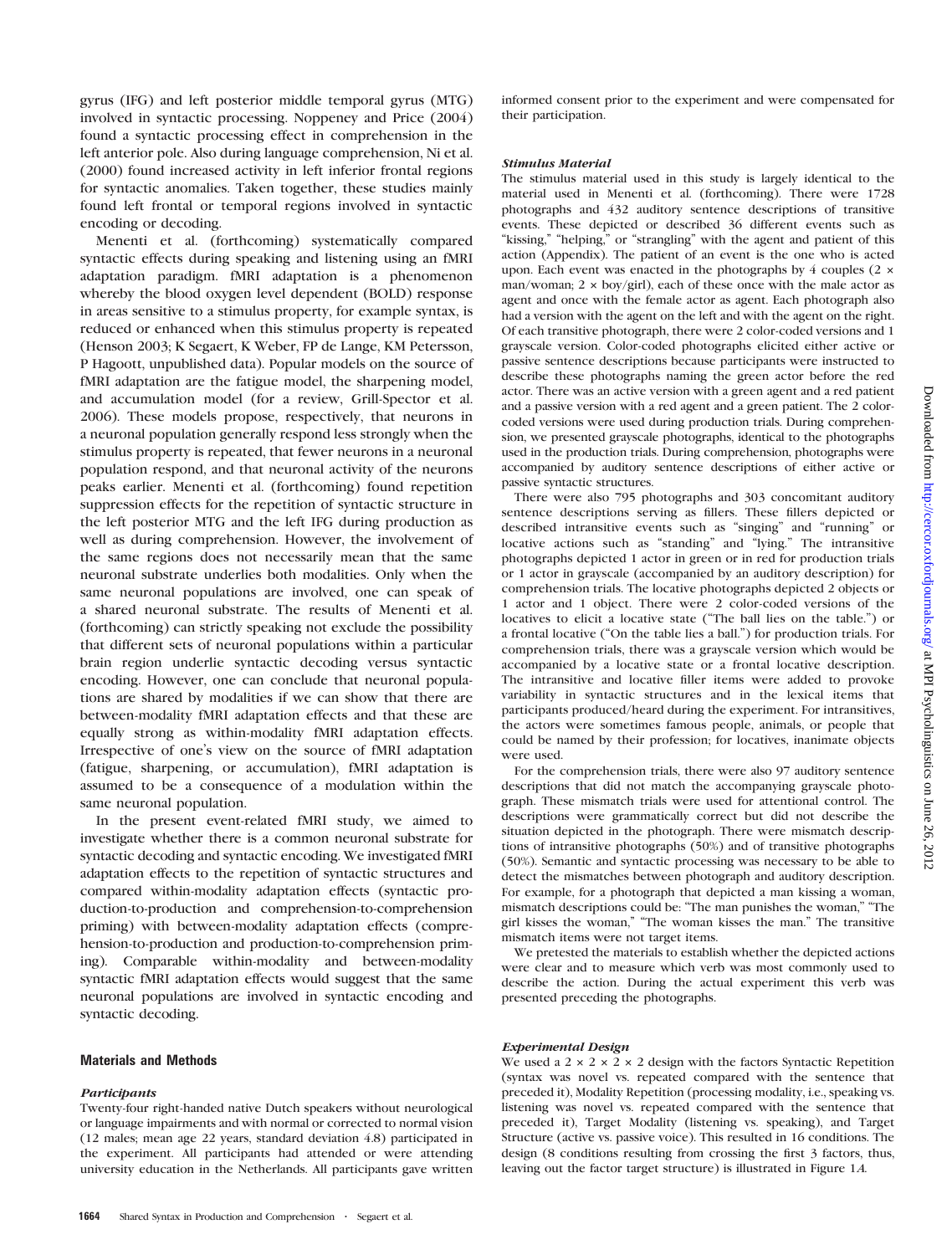gyrus (IFG) and left posterior middle temporal gyrus (MTG) involved in syntactic processing. Noppeney and Price (2004) found a syntactic processing effect in comprehension in the left anterior pole. Also during language comprehension, Ni et al. (2000) found increased activity in left inferior frontal regions for syntactic anomalies. Taken together, these studies mainly found left frontal or temporal regions involved in syntactic encoding or decoding.

Menenti et al. (forthcoming) systematically compared syntactic effects during speaking and listening using an fMRI adaptation paradigm. fMRI adaptation is a phenomenon whereby the blood oxygen level dependent (BOLD) response in areas sensitive to a stimulus property, for example syntax, is reduced or enhanced when this stimulus property is repeated (Henson 2003; K Segaert, K Weber, FP de Lange, KM Petersson, P Hagoott, unpublished data). Popular models on the source of fMRI adaptation are the fatigue model, the sharpening model, and accumulation model (for a review, Grill-Spector et al. 2006). These models propose, respectively, that neurons in a neuronal population generally respond less strongly when the stimulus property is repeated, that fewer neurons in a neuronal population respond, and that neuronal activity of the neurons peaks earlier. Menenti et al. (forthcoming) found repetition suppression effects for the repetition of syntactic structure in the left posterior MTG and the left IFG during production as well as during comprehension. However, the involvement of the same regions does not necessarily mean that the same neuronal substrate underlies both modalities. Only when the same neuronal populations are involved, one can speak of a shared neuronal substrate. The results of Menenti et al. (forthcoming) can strictly speaking not exclude the possibility that different sets of neuronal populations within a particular brain region underlie syntactic decoding versus syntactic encoding. However, one can conclude that neuronal populations are shared by modalities if we can show that there are between-modality fMRI adaptation effects and that these are equally strong as within-modality fMRI adaptation effects. Irrespective of one's view on the source of fMRI adaptation (fatigue, sharpening, or accumulation), fMRI adaptation is assumed to be a consequence of a modulation within the same neuronal population.

In the present event-related fMRI study, we aimed to investigate whether there is a common neuronal substrate for syntactic decoding and syntactic encoding. We investigated fMRI adaptation effects to the repetition of syntactic structures and compared within-modality adaptation effects (syntactic production-to-production and comprehension-to-comprehension priming) with between-modality adaptation effects (comprehension-to-production and production-to-comprehension priming). Comparable within-modality and between-modality syntactic fMRI adaptation effects would suggest that the same neuronal populations are involved in syntactic encoding and syntactic decoding.

## Materials and Methods

### *Participants*

Twenty-four right-handed native Dutch speakers without neurological or language impairments and with normal or corrected to normal vision (12 males; mean age 22 years, standard deviation 4.8) participated in the experiment. All participants had attended or were attending university education in the Netherlands. All participants gave written informed consent prior to the experiment and were compensated for their participation.

### *Stimulus Material*

The stimulus material used in this study is largely identical to the material used in Menenti et al. (forthcoming). There were 1728 photographs and 432 auditory sentence descriptions of transitive events. These depicted or described 36 different events such as "kissing," "helping," or "strangling" with the agent and patient of this action (Appendix). The patient of an event is the one who is acted upon. Each event was enacted in the photographs by 4 couples (2 × man/woman; 2 × boy/girl), each of these once with the male actor as agent and once with the female actor as agent. Each photograph also had a version with the agent on the left and with the agent on the right. Of each transitive photograph, there were 2 color-coded versions and 1 grayscale version. Color-coded photographs elicited either active or passive sentence descriptions because participants were instructed to describe these photographs naming the green actor before the red actor. There was an active version with a green agent and a red patient and a passive version with a red agent and a green patient. The 2 color-coded versions were used during production trials. During comprehension, we presented grayscale photographs, identical to the photographs used in the production trials. During comprehension, photographs were accompanied by auditory sentence descriptions of either active or passive syntactic structures.

There were also 795 photographs and 303 concomitant auditory sentence descriptions serving as fillers. These fillers depicted or described intransitive events such as "singing" and "running" or locative actions such as "standing" and "lying." The intransitive photographs depicted 1 actor in green or in red for production trials or 1 actor in grayscale (accompanied by an auditory description) for comprehension trials. The locative photographs depicted 2 objects or 1 actor and 1 object. There were 2 color-coded versions of the locatives to elicit a locative state ("The ball lies on the table.") or a frontal locative ("On the table lies a ball.") for production trials. For comprehension trials, there was a grayscale version which would be accompanied by a locative state or a frontal locative description. The intransitive and locative filler items were added to provoke variability in syntactic structures and in the lexical items that participants produced/heard during the experiment. For intransitives, the actors were sometimes famous people, animals, or people that could be named by their profession; for locatives, inanimate objects were used.

For the comprehension trials, there were also 97 auditory sentence descriptions that did not match the accompanying grayscale photograph. These mismatch trials were used for attentional control. The descriptions were grammatically correct but did not describe the situation depicted in the photograph. There were mismatch descriptions of intransitive photographs (50%) and of transitive photographs (50%). Semantic and syntactic processing was necessary to be able to detect the mismatches between photograph and auditory description. For example, for a photograph that depicted a man kissing a woman, mismatch descriptions could be: "The man punishes the woman," "The girl kisses the woman," "The woman kisses the man." The transitive mismatch items were not target items.

We pretested the materials to establish whether the depicted actions were clear and to measure which verb was most commonly used to describe the action. During the actual experiment this verb was presented preceding the photographs.

### *Experimental Design*

We used a 2 × 2 × 2 × 2 design with the factors Syntactic Repetition (syntax was novel vs. repeated compared with the sentence that preceded it), Modality Repetition (processing modality, i.e., speaking vs. listening was novel vs. repeated compared with the sentence that preceded it), Target Modality (listening vs. speaking), and Target Structure (active vs. passive voice). This resulted in 16 conditions. The design (8 conditions resulting from crossing the first 3 factors, thus, leaving out the factor target structure) is illustrated in Figure 1*A*.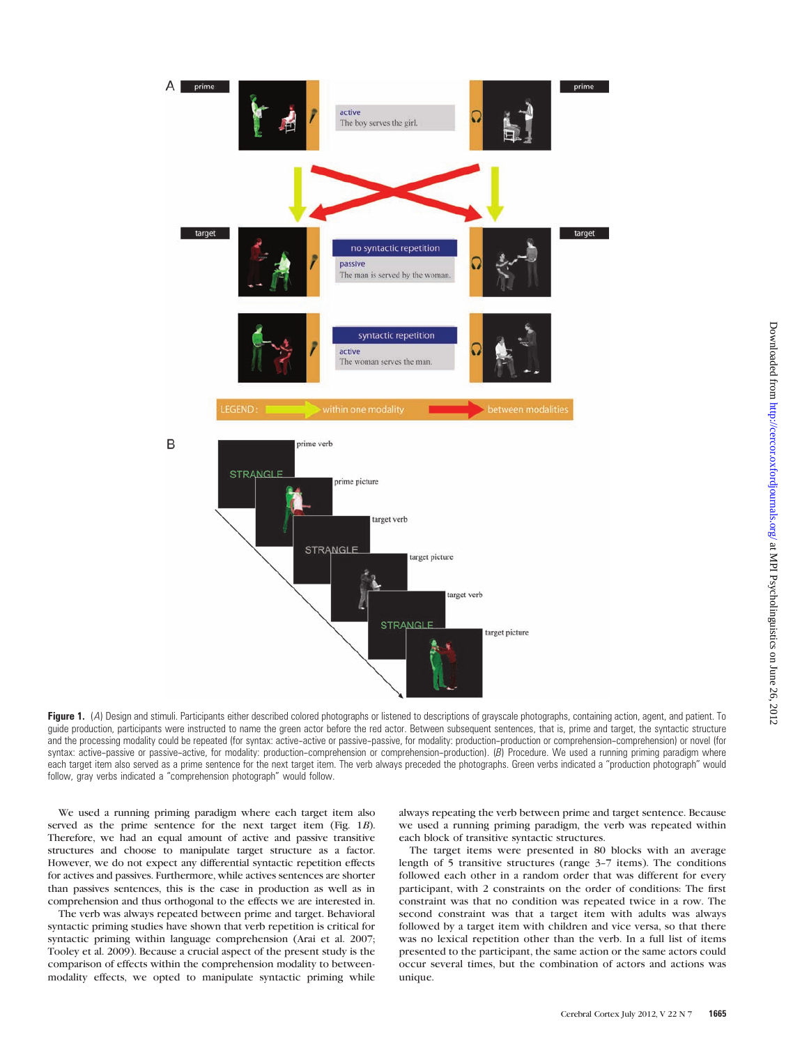**Figure 1.** (*A*) Design and stimuli. Participants either described colored photographs or listened to descriptions of grayscale photographs, containing action, agent, and patient. To guide production, participants were instructed to name the green actor before the red actor. Between subsequent sentences, that is, prime and target, the syntactic structure and the processing modality could be repeated (for syntax: active–active or passive–passive, for modality: production–production or comprehension–comprehension) or novel (for syntax: active–passive or passive–active, for modality: production–comprehension or comprehension–production). (*B*) Procedure. We used a running priming paradigm where each target item also served as a prime sentence for the next target item. The verb always preceded the photographs. Green verbs indicated a "production photograph" would follow, gray verbs indicated a "comprehension photograph" would follow.

We used a running priming paradigm where each target item also served as the prime sentence for the next target item (Fig. 1*B*). Therefore, we had an equal amount of active and passive transitive structures and choose to manipulate target structure as a factor. However, we do not expect any differential syntactic repetition effects for actives and passives. Furthermore, while actives sentences are shorter than passives sentences, this is the case in production as well as in comprehension and thus orthogonal to the effects we are interested in.

The verb was always repeated between prime and target. Behavioral syntactic priming studies have shown that verb repetition is critical for syntactic priming within language comprehension (Arai et al. 2007; Tooley et al. 2009). Because a crucial aspect of the present study is the comparison of effects within the comprehension modality to between-modality effects, we opted to manipulate syntactic priming while always repeating the verb between prime and target sentence. Because we used a running priming paradigm, the verb was repeated within each block of transitive syntactic structures.

The target items were presented in 80 blocks with an average length of 5 transitive structures (range 3–7 items). The conditions followed each other in a random order that was different for every participant, with 2 constraints on the order of conditions: The first constraint was that no condition was repeated twice in a row. The second constraint was that a target item with adults was always followed by a target item with children and vice versa, so that there was no lexical repetition other than the verb. In a full list of items presented to the participant, the same action or the same actors could occur several times, but the combination of actors and actions was unique.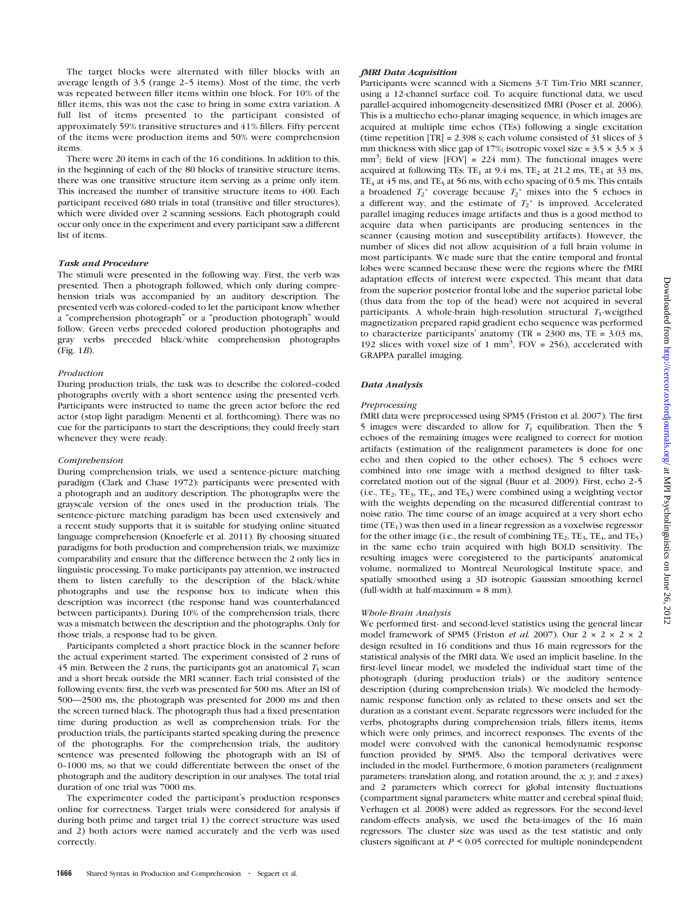The target blocks were alternated with filler blocks with an average length of 3.5 (range 2–5 items). Most of the time, the verb was repeated between filler items within one block. For 10% of the filler items, this was not the case to bring in some extra variation. A full list of items presented to the participant consisted of approximately 59% transitive structures and 41% fillers. Fifty percent of the items were production items and 50% were comprehension items.

There were 20 items in each of the 16 conditions. In addition to this, in the beginning of each of the 80 blocks of transitive structure items, there was one transitive structure item serving as a prime only item. This increased the number of transitive structure items to 400. Each participant received 680 trials in total (transitive and filler structures), which were divided over 2 scanning sessions. Each photograph could occur only once in the experiment and every participant saw a different list of items.

### Task and Procedure

The stimuli were presented in the following way. First, the verb was presented. Then a photograph followed, which only during comprehension trials was accompanied by an auditory description. The presented verb was colored–coded to let the participant know whether a "comprehension photograph" or a "production photograph" would follow. Green verbs preceded colored production photographs and gray verbs preceded black/white comprehension photographs (Fig. 1*B*).

#### Production

During production trials, the task was to describe the colored–coded photographs overtly with a short sentence using the presented verb. Participants were instructed to name the green actor before the red actor (stop light paradigm: Menenti et al. forthcoming). There was no cue for the participants to start the descriptions; they could freely start whenever they were ready.

#### Comprehension

During comprehension trials, we used a sentence-picture matching paradigm (Clark and Chase 1972): participants were presented with a photograph and an auditory description. The photographs were the grayscale version of the ones used in the production trials. The sentence-picture matching paradigm has been used extensively and a recent study supports that it is suitable for studying online situated language comprehension (Knoeferle et al. 2011). By choosing situated paradigms for both production and comprehension trials, we maximize comparability and ensure that the difference between the 2 only lies in linguistic processing. To make participants pay attention, we instructed them to listen carefully to the description of the black/white photographs and use the response box to indicate when this description was incorrect (the response hand was counterbalanced between participants). During 10% of the comprehension trials, there was a mismatch between the description and the photographs. Only for those trials, a response had to be given.

Participants completed a short practice block in the scanner before the actual experiment started. The experiment consisted of 2 runs of 45 min. Between the 2 runs, the participants got an anatomical $T_1$ scan and a short break outside the MRI scanner. Each trial consisted of the following events: first, the verb was presented for 500 ms. After an ISI of 500—2500 ms, the photograph was presented for 2000 ms and then the screen turned black. The photograph thus had a fixed presentation time during production as well as comprehension trials. For the production trials, the participants started speaking during the presence of the photographs. For the comprehension trials, the auditory sentence was presented following the photograph with an ISI of 0–1000 ms, so that we could differentiate between the onset of the photograph and the auditory description in our analyses. The total trial duration of one trial was 7000 ms.

The experimenter coded the participant's production responses online for correctness. Target trials were considered for analysis if during both prime and target trial 1) the correct structure was used and 2) both actors were named accurately and the verb was used correctly.

### fMRI Data Acquisition

Participants were scanned with a Siemens 3-T Tim-Trio MRI scanner, using a 12-channel surface coil. To acquire functional data, we used parallel-acquired inhomogeneity-desensitized fMRI (Poser et al. 2006). This is a multiecho echo-planar imaging sequence, in which images are acquired at multiple time echos (TEs) following a single excitation (time repetition [TR] = 2.398 s; each volume consisted of 31 slices of 3 mm thickness with slice gap of 17%; isotropic voxel size = 3.5 × 3.5 × 3 mm$^3$; field of view [FOV] = 224 mm). The functional images were acquired at following TEs: $TE_1$ at 9.4 ms, $TE_2$ at 21.2 ms, $TE_3$ at 33 ms, $TE_4$ at 45 ms, and $TE_5$ at 56 ms, with echo spacing of 0.5 ms. This entails a broadened $T_2^*$ coverage because $T_2^*$ mixes into the 5 echoes in a different way, and the estimate of $T_2^*$ is improved. Accelerated parallel imaging reduces image artifacts and thus is a good method to acquire data when participants are producing sentences in the scanner (causing motion and susceptibility artifacts). However, the number of slices did not allow acquisition of a full brain volume in most participants. We made sure that the entire temporal and frontal lobes were scanned because these were the regions where the fMRI adaptation effects of interest were expected. This meant that data from the superior posterior frontal lobe and the superior parietal lobe (thus data from the top of the head) were not acquired in several participants. A whole-brain high-resolution structural $T_1$-weigthed magnetization prepared rapid gradient echo sequence was performed to characterize participants' anatomy (TR = 2300 ms, TE = 3.03 ms, 192 slices with voxel size of 1 mm$^3$, FOV = 256), accelerated with GRAPPA parallel imaging.

### Data Analysis

#### Preprocessing

fMRI data were preprocessed using SPM5 (Friston et al. 2007). The first 5 images were discarded to allow for $T_1$ equilibration. Then the 5 echoes of the remaining images were realigned to correct for motion artifacts (estimation of the realignment parameters is done for one echo and then copied to the other echoes). The 5 echoes were combined into one image with a method designed to filter task-correlated motion out of the signal (Buur et al. 2009). First, echo 2–5 (i.e., $TE_2$, $TE_3$, $TE_4$, and $TE_5$) were combined using a weighting vector with the weights depending on the measured differential contrast to noise ratio. The time course of an image acquired at a very short echo time ($TE_1$) was then used in a linear regression as a voxelwise regressor for the other image (i.e., the result of combining $TE_2$, $TE_3$, $TE_4$, and $TE_5$) in the same echo train acquired with high BOLD sensitivity. The resulting images were coregistered to the participants' anatomical volume, normalized to Montreal Neurological Institute space, and spatially smoothed using a 3D isotropic Gaussian smoothing kernel (full-width at half-maximum = 8 mm).

#### Whole-Brain Analysis

We performed first- and second-level statistics using the general linear model framework of SPM5 (Friston *et al.* 2007). Our 2 × 2 × 2 × 2 design resulted in 16 conditions and thus 16 main regressors for the statistical analysis of the fMRI data. We used an implicit baseline. In the first-level linear model, we modeled the individual start time of the photograph (during production trials) or the auditory sentence description (during comprehension trials). We modeled the hemodynamic response function only as related to these onsets and set the duration as a constant event. Separate regressors were included for the verbs, photographs during comprehension trials, fillers items, items which were only primes, and incorrect responses. The events of the model were convolved with the canonical hemodynamic response function provided by SPM5. Also the temporal derivatives were included in the model. Furthermore, 6 motion parameters (realignment parameters: translation along, and rotation around, the *x*, *y*, and *z* axes) and 2 parameters which correct for global intensity fluctuations (compartment signal parameters: white matter and cerebral spinal fluid; Verhagen et al. 2008) were added as regressors. For the second-level random-effects analysis, we used the beta-images of the 16 main regressors. The cluster size was used as the test statistic and only clusters significant at $P < 0.05$ corrected for multiple nonindependent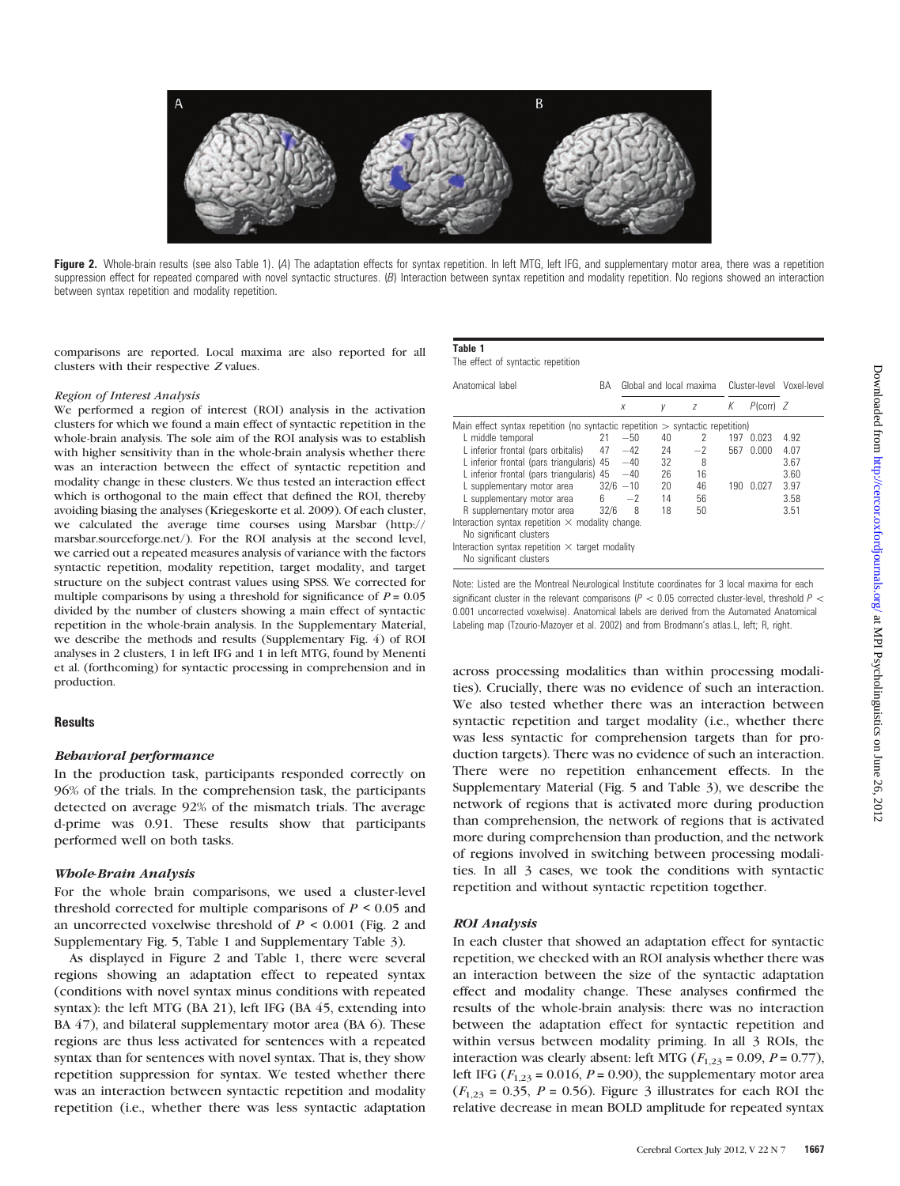**Figure 2.** Whole-brain results (see also Table 1). (*A*) The adaptation effects for syntax repetition. In left MTG, left IFG, and supplementary motor area, there was a repetition suppression effect for repeated compared with novel syntactic structures. (*B*) Interaction between syntax repetition and modality repetition. No regions showed an interaction between syntax repetition and modality repetition.

comparisons are reported. Local maxima are also reported for all clusters with their respective *Z* values.

*Region of Interest Analysis*

We performed a region of interest (ROI) analysis in the activation clusters for which we found a main effect of syntactic repetition in the whole-brain analysis. The sole aim of the ROI analysis was to establish with higher sensitivity than in the whole-brain analysis whether there was an interaction between the effect of syntactic repetition and modality change in these clusters. We thus tested an interaction effect which is orthogonal to the main effect that defined the ROI, thereby avoiding biasing the analyses (Kriegeskorte et al. 2009). Of each cluster, we calculated the average time courses using Marsbar (http://marsbar.sourceforge.net/). For the ROI analysis at the second level, we carried out a repeated measures analysis of variance with the factors syntactic repetition, modality repetition, target modality, and target structure on the subject contrast values using SPSS. We corrected for multiple comparisons by using a threshold for significance of $P = 0.05$ divided by the number of clusters showing a main effect of syntactic repetition in the whole-brain analysis. In the Supplementary Material, we describe the methods and results (Supplementary Fig. 4) of ROI analyses in 2 clusters, 1 in left IFG and 1 in left MTG, found by Menenti et al. (forthcoming) for syntactic processing in comprehension and in production.

## Results

### *Behavioral performance*

In the production task, participants responded correctly on 96% of the trials. In the comprehension task, the participants detected on average 92% of the mismatch trials. The average d-prime was 0.91. These results show that participants performed well on both tasks.

### *Whole-Brain Analysis*

For the whole brain comparisons, we used a cluster-level threshold corrected for multiple comparisons of $P < 0.05$ and an uncorrected voxelwise threshold of $P < 0.001$ (Fig. 2 and Supplementary Fig. 5, Table 1 and Supplementary Table 3).

As displayed in Figure 2 and Table 1, there were several regions showing an adaptation effect to repeated syntax (conditions with novel syntax minus conditions with repeated syntax): the left MTG (BA 21), left IFG (BA 45, extending into BA 47), and bilateral supplementary motor area (BA 6). These regions are thus less activated for sentences with a repeated syntax than for sentences with novel syntax. That is, they show repetition suppression for syntax. We tested whether there was an interaction between syntactic repetition and modality repetition (i.e., whether there was less syntactic adaptation

**Table 1**
The effect of syntactic repetition

| Anatomical label | BA | Global and local maxima | | | Cluster-level | | Voxel-level |
|---|---|---|---|---|---|---|---|
| | | *x* | *y* | *z* | *K* | *P*(corr) | *Z* |
| Main effect syntax repetition (no syntactic repetition > syntactic repetition) | | | | | | | |
| L middle temporal | 21 | −50 | 40 | 2 | 197 | 0.023 | 4.92 |
| L inferior frontal (pars orbitalis) | 47 | −42 | 24 | −2 | 567 | 0.000 | 4.07 |
| L inferior frontal (pars triangularis) | 45 | −40 | 32 | 8 | | | 3.67 |
| L inferior frontal (pars triangularis) | 45 | −40 | 26 | 16 | | | 3.60 |
| L supplementary motor area | 32/6 | −10 | 20 | 46 | 190 | 0.027 | 3.97 |
| L supplementary motor area | 6 | −2 | 14 | 56 | | | 3.58 |
| R supplementary motor area | 32/6 | 8 | 18 | 50 | | | 3.51 |
| Interaction syntax repetition × modality change. No significant clusters | | | | | | | |
| Interaction syntax repetition × target modality. No significant clusters | | | | | | | |

Note: Listed are the Montreal Neurological Institute coordinates for 3 local maxima for each significant cluster in the relevant comparisons ($P < 0.05$ corrected cluster-level, threshold $P < 0.001$ uncorrected voxelwise). Anatomical labels are derived from the Automated Anatomical Labeling map (Tzourio-Mazoyer et al. 2002) and from Brodmann's atlas.L, left; R, right.

across processing modalities than within processing modalities). Crucially, there was no evidence of such an interaction. We also tested whether there was an interaction between syntactic repetition and target modality (i.e., whether there was less syntactic for comprehension targets than for production targets). There was no evidence of such an interaction. There were no repetition enhancement effects. In the Supplementary Material (Fig. 5 and Table 3), we describe the network of regions that is activated more during production than comprehension, the network of regions that is activated more during comprehension than production, and the network of regions involved in switching between processing modalities. In all 3 cases, we took the conditions with syntactic repetition and without syntactic repetition together.

### *ROI Analysis*

In each cluster that showed an adaptation effect for syntactic repetition, we checked with an ROI analysis whether there was an interaction between the size of the syntactic adaptation effect and modality change. These analyses confirmed the results of the whole-brain analysis: there was no interaction between the adaptation effect for syntactic repetition and within versus between modality priming. In all 3 ROIs, the interaction was clearly absent: left MTG ($F_{1,23} = 0.09$, $P = 0.77$), left IFG ($F_{1,23} = 0.016$, $P = 0.90$), the supplementary motor area ($F_{1,23} = 0.35$, $P = 0.56$). Figure 3 illustrates for each ROI the relative decrease in mean BOLD amplitude for repeated syntax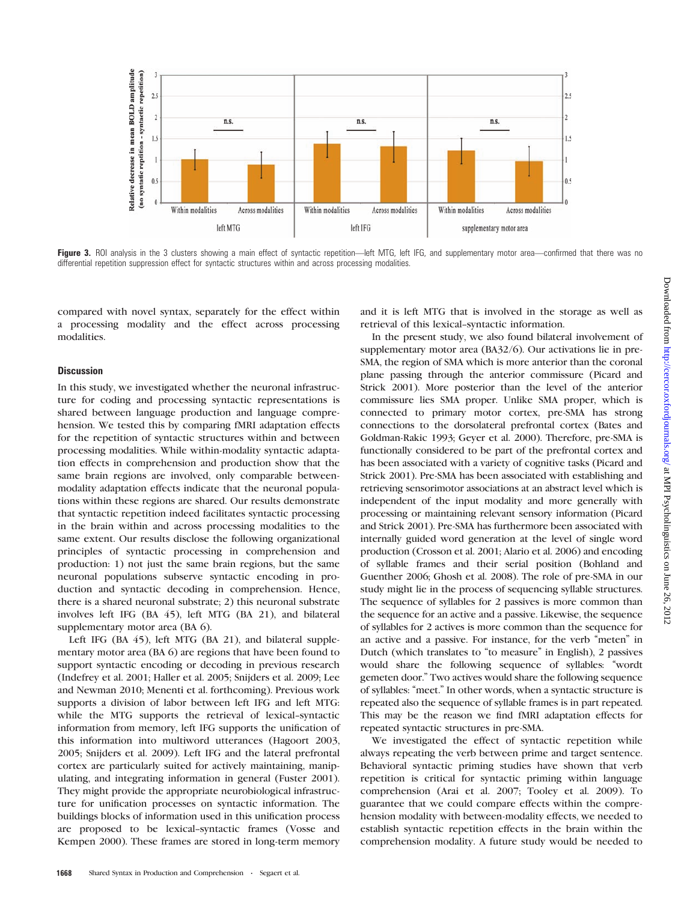**Figure 3.** ROI analysis in the 3 clusters showing a main effect of syntactic repetition—left MTG, left IFG, and supplementary motor area—confirmed that there was no differential repetition suppression effect for syntactic structures within and across processing modalities.

compared with novel syntax, separately for the effect within a processing modality and the effect across processing modalities.

## Discussion

In this study, we investigated whether the neuronal infrastructure for coding and processing syntactic representations is shared between language production and language comprehension. We tested this by comparing fMRI adaptation effects for the repetition of syntactic structures within and between processing modalities. While within-modality syntactic adaptation effects in comprehension and production show that the same brain regions are involved, only comparable between-modality adaptation effects indicate that the neuronal populations within these regions are shared. Our results demonstrate that syntactic repetition indeed facilitates syntactic processing in the brain within and across processing modalities to the same extent. Our results disclose the following organizational principles of syntactic processing in comprehension and production: 1) not just the same brain regions, but the same neuronal populations subserve syntactic encoding in production and syntactic decoding in comprehension. Hence, there is a shared neuronal substrate; 2) this neuronal substrate involves left IFG (BA 45), left MTG (BA 21), and bilateral supplementary motor area (BA 6).

Left IFG (BA 45), left MTG (BA 21), and bilateral supplementary motor area (BA 6) are regions that have been found to support syntactic encoding or decoding in previous research (Indefrey et al. 2001; Haller et al. 2005; Snijders et al. 2009; Lee and Newman 2010; Menenti et al. forthcoming). Previous work supports a division of labor between left IFG and left MTG: while the MTG supports the retrieval of lexical–syntactic information from memory, left IFG supports the unification of this information into multiword utterances (Hagoort 2003, 2005; Snijders et al. 2009). Left IFG and the lateral prefrontal cortex are particularly suited for actively maintaining, manipulating, and integrating information in general (Fuster 2001). They might provide the appropriate neurobiological infrastructure for unification processes on syntactic information. The buildings blocks of information used in this unification process are proposed to be lexical–syntactic frames (Vosse and Kempen 2000). These frames are stored in long-term memory and it is left MTG that is involved in the storage as well as retrieval of this lexical–syntactic information.

In the present study, we also found bilateral involvement of supplementary motor area (BA32/6). Our activations lie in pre-SMA, the region of SMA which is more anterior than the coronal plane passing through the anterior commissure (Picard and Strick 2001). More posterior than the level of the anterior commissure lies SMA proper. Unlike SMA proper, which is connected to primary motor cortex, pre-SMA has strong connections to the dorsolateral prefrontal cortex (Bates and Goldman-Rakic 1993; Geyer et al. 2000). Therefore, pre-SMA is functionally considered to be part of the prefrontal cortex and has been associated with a variety of cognitive tasks (Picard and Strick 2001). Pre-SMA has been associated with establishing and retrieving sensorimotor associations at an abstract level which is independent of the input modality and more generally with processing or maintaining relevant sensory information (Picard and Strick 2001). Pre-SMA has furthermore been associated with internally guided word generation at the level of single word production (Crosson et al. 2001; Alario et al. 2006) and encoding of syllable frames and their serial position (Bohland and Guenther 2006; Ghosh et al. 2008). The role of pre-SMA in our study might lie in the process of sequencing syllable structures. The sequence of syllables for 2 passives is more common than the sequence for an active and a passive. Likewise, the sequence of syllables for 2 actives is more common than the sequence for an active and a passive. For instance, for the verb "meten" in Dutch (which translates to "to measure" in English), 2 passives would share the following sequence of syllables: "wordt gemeten door." Two actives would share the following sequence of syllables: "meet." In other words, when a syntactic structure is repeated also the sequence of syllable frames is in part repeated. This may be the reason we find fMRI adaptation effects for repeated syntactic structures in pre-SMA.

We investigated the effect of syntactic repetition while always repeating the verb between prime and target sentence. Behavioral syntactic priming studies have shown that verb repetition is critical for syntactic priming within language comprehension (Arai et al. 2007; Tooley et al. 2009). To guarantee that we could compare effects within the comprehension modality with between-modality effects, we needed to establish syntactic repetition effects in the brain within the comprehension modality. A future study would be needed to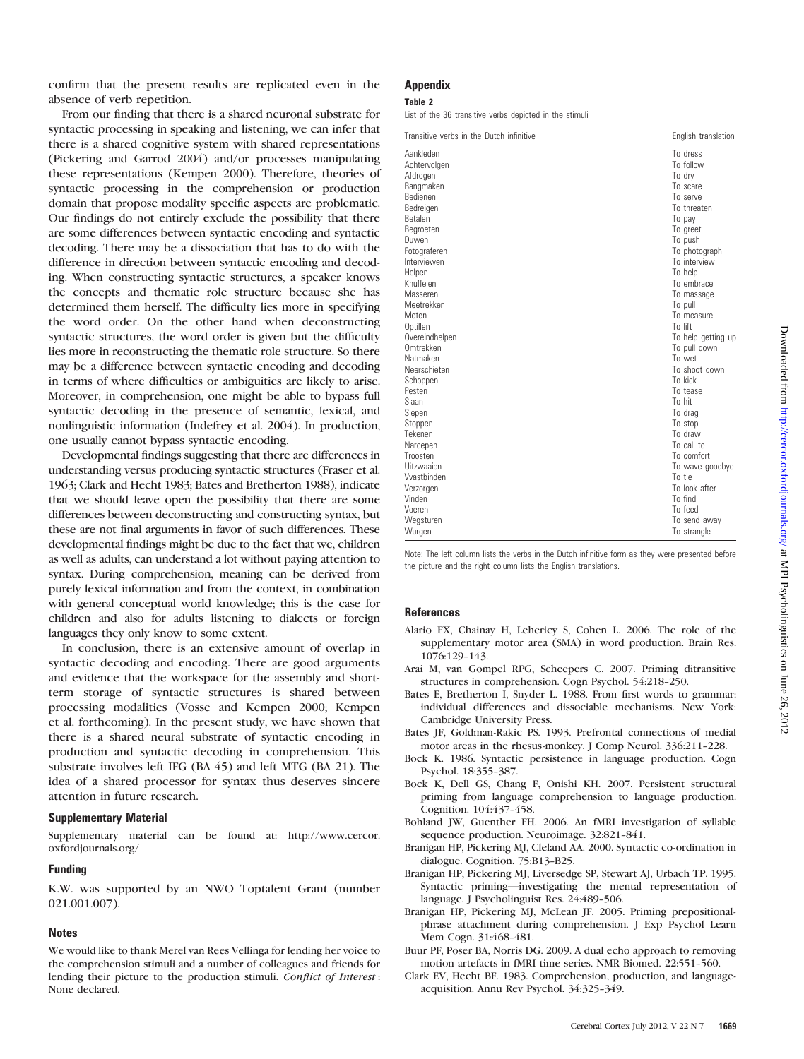confirm that the present results are replicated even in the absence of verb repetition.

From our finding that there is a shared neuronal substrate for syntactic processing in speaking and listening, we can infer that there is a shared cognitive system with shared representations (Pickering and Garrod 2004) and/or processes manipulating these representations (Kempen 2000). Therefore, theories of syntactic processing in the comprehension or production domain that propose modality specific aspects are problematic. Our findings do not entirely exclude the possibility that there are some differences between syntactic encoding and syntactic decoding. There may be a dissociation that has to do with the difference in direction between syntactic encoding and decoding. When constructing syntactic structures, a speaker knows the concepts and thematic role structure because she has determined them herself. The difficulty lies more in specifying the word order. On the other hand when deconstructing syntactic structures, the word order is given but the difficulty lies more in reconstructing the thematic role structure. So there may be a difference between syntactic encoding and decoding in terms of where difficulties or ambiguities are likely to arise. Moreover, in comprehension, one might be able to bypass full syntactic decoding in the presence of semantic, lexical, and nonlinguistic information (Indefrey et al. 2004). In production, one usually cannot bypass syntactic encoding.

Developmental findings suggesting that there are differences in understanding versus producing syntactic structures (Fraser et al. 1963; Clark and Hecht 1983; Bates and Bretherton 1988), indicate that we should leave open the possibility that there are some differences between deconstructing and constructing syntax, but these are not final arguments in favor of such differences. These developmental findings might be due to the fact that we, children as well as adults, can understand a lot without paying attention to syntax. During comprehension, meaning can be derived from purely lexical information and from the context, in combination with general conceptual world knowledge; this is the case for children and also for adults listening to dialects or foreign languages they only know to some extent.

In conclusion, there is an extensive amount of overlap in syntactic decoding and encoding. There are good arguments and evidence that the workspace for the assembly and short-term storage of syntactic structures is shared between processing modalities (Vosse and Kempen 2000; Kempen et al. forthcoming). In the present study, we have shown that there is a shared neural substrate of syntactic encoding in production and syntactic decoding in comprehension. This substrate involves left IFG (BA 45) and left MTG (BA 21). The idea of a shared processor for syntax thus deserves sincere attention in future research.

### Supplementary Material

Supplementary material can be found at: http://www.cercor.oxfordjournals.org/

### Funding

K.W. was supported by an NWO Toptalent Grant (number 021.001.007).

### Notes

We would like to thank Merel van Rees Vellinga for lending her voice to the comprehension stimuli and a number of colleagues and friends for lending their picture to the production stimuli. *Conflict of Interest*: None declared.

## Appendix

**Table 2**

List of the 36 transitive verbs depicted in the stimuli

| Transitive verbs in the Dutch infinitive | English translation |
|---|---|
| Aankleden | To dress |
| Achtervolgen | To follow |
| Afdrogen | To dry |
| Bangmaken | To scare |
| Bedienen | To serve |
| Bedreigen | To threaten |
| Betalen | To pay |
| Begroeten | To greet |
| Duwen | To push |
| Fotograferen | To photograph |
| Interviewen | To interview |
| Helpen | To help |
| Knuffelen | To embrace |
| Masseren | To massage |
| Meetrekken | To pull |
| Meten | To measure |
| Optillen | To lift |
| Overeindhelpen | To help getting up |
| Omtrekken | To pull down |
| Natmaken | To wet |
| Neerschieten | To shoot down |
| Schoppen | To kick |
| Pesten | To tease |
| Slaan | To hit |
| Slepen | To drag |
| Stoppen | To stop |
| Tekenen | To draw |
| Naroepen | To call to |
| Troosten | To comfort |
| Uitzwaaien | To wave goodbye |
| Vvastbinden | To tie |
| Verzorgen | To look after |
| Vinden | To find |
| Voeren | To feed |
| Wegsturen | To send away |
| Wurgen | To strangle |

Note: The left column lists the verbs in the Dutch infinitive form as they were presented before the picture and the right column lists the English translations.

## References

Alario FX, Chainay H, Lehericy S, Cohen L. 2006. The role of the supplementary motor area (SMA) in word production. Brain Res. 1076:129–143.

Arai M, van Gompel RPG, Scheepers C. 2007. Priming ditransitive structures in comprehension. Cogn Psychol. 54:218–250.

Bates E, Bretherton I, Snyder L. 1988. From first words to grammar: individual differences and dissociable mechanisms. New York: Cambridge University Press.

Bates JF, Goldman-Rakic PS. 1993. Prefrontal connections of medial motor areas in the rhesus-monkey. J Comp Neurol. 336:211–228.

Bock K. 1986. Syntactic persistence in language production. Cogn Psychol. 18:355–387.

Bock K, Dell GS, Chang F, Onishi KH. 2007. Persistent structural priming from language comprehension to language production. Cognition. 104:437–458.

Bohland JW, Guenther FH. 2006. An fMRI investigation of syllable sequence production. Neuroimage. 32:821–841.

Branigan HP, Pickering MJ, Cleland AA. 2000. Syntactic co-ordination in dialogue. Cognition. 75:B13–B25.

Branigan HP, Pickering MJ, Liversedge SP, Stewart AJ, Urbach TP. 1995. Syntactic priming—investigating the mental representation of language. J Psycholinguist Res. 24:489–506.

Branigan HP, Pickering MJ, McLean JF. 2005. Priming prepositional-phrase attachment during comprehension. J Exp Psychol Learn Mem Cogn. 31:468–481.

Buur PF, Poser BA, Norris DG. 2009. A dual echo approach to removing motion artefacts in fMRI time series. NMR Biomed. 22:551–560.

Clark EV, Hecht BF. 1983. Comprehension, production, and language-acquisition. Annu Rev Psychol. 34:325–349.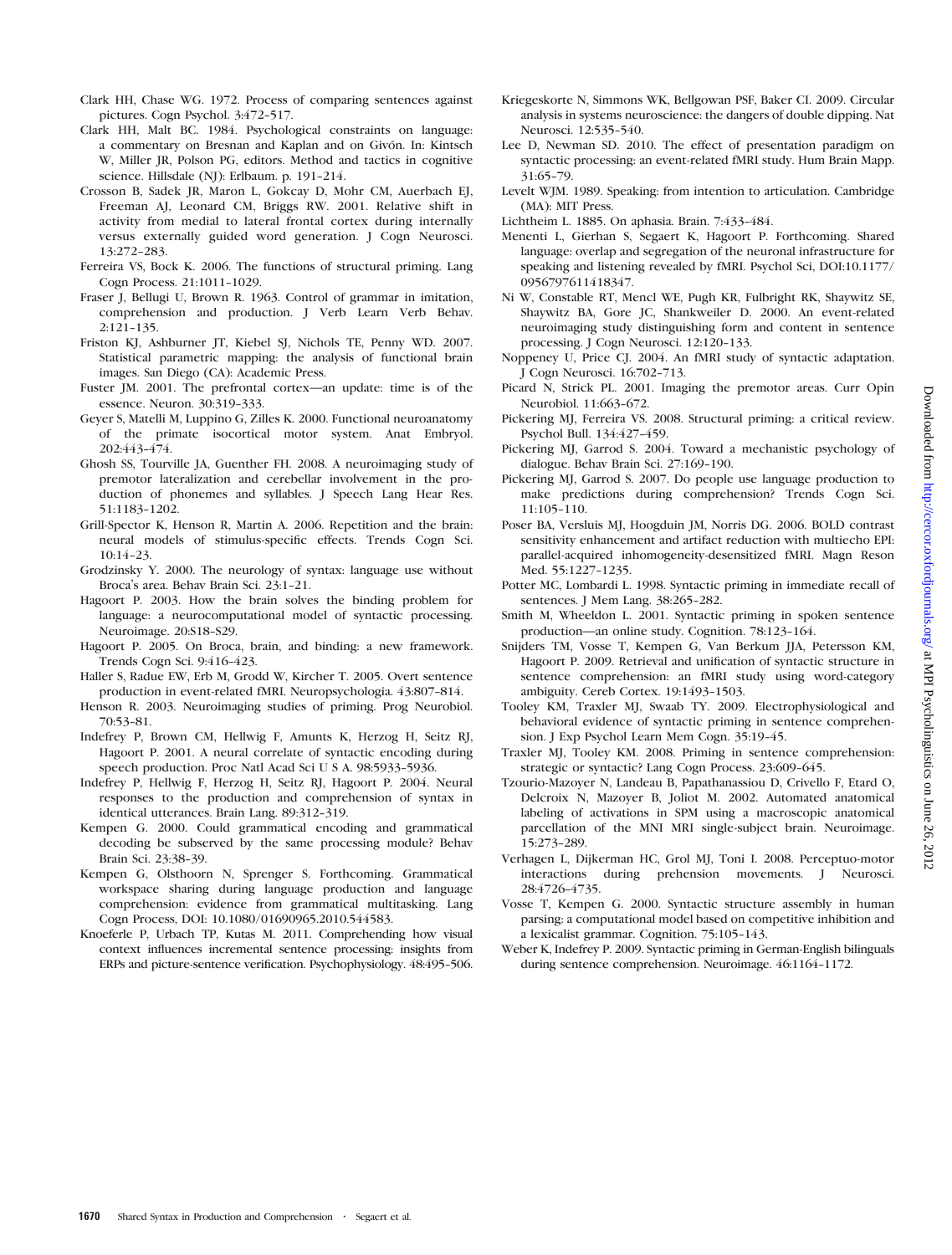Clark HH, Chase WG. 1972. Process of comparing sentences against pictures. Cogn Psychol. 3:472–517.

Clark HH, Malt BC. 1984. Psychological constraints on language: a commentary on Bresnan and Kaplan and on Givón. In: Kintsch W, Miller JR, Polson PG, editors. Method and tactics in cognitive science. Hillsdale (NJ): Erlbaum. p. 191–214.

Crosson B, Sadek JR, Maron L, Gokcay D, Mohr CM, Auerbach EJ, Freeman AJ, Leonard CM, Briggs RW. 2001. Relative shift in activity from medial to lateral frontal cortex during internally versus externally guided word generation. J Cogn Neurosci. 13:272–283.

Ferreira VS, Bock K. 2006. The functions of structural priming. Lang Cogn Process. 21:1011–1029.

Fraser J, Bellugi U, Brown R. 1963. Control of grammar in imitation, comprehension and production. J Verb Learn Verb Behav. 2:121–135.

Friston KJ, Ashburner JT, Kiebel SJ, Nichols TE, Penny WD. 2007. Statistical parametric mapping: the analysis of functional brain images. San Diego (CA): Academic Press.

Fuster JM. 2001. The prefrontal cortex—an update: time is of the essence. Neuron. 30:319–333.

Geyer S, Matelli M, Luppino G, Zilles K. 2000. Functional neuroanatomy of the primate isocortical motor system. Anat Embryol. 202:443–474.

Ghosh SS, Tourville JA, Guenther FH. 2008. A neuroimaging study of premotor lateralization and cerebellar involvement in the production of phonemes and syllables. J Speech Lang Hear Res. 51:1183–1202.

Grill-Spector K, Henson R, Martin A. 2006. Repetition and the brain: neural models of stimulus-specific effects. Trends Cogn Sci. 10:14–23.

Grodzinsky Y. 2000. The neurology of syntax: language use without Broca's area. Behav Brain Sci. 23:1–21.

Hagoort P. 2003. How the brain solves the binding problem for language: a neurocomputational model of syntactic processing. Neuroimage. 20:S18–S29.

Hagoort P. 2005. On Broca, brain, and binding: a new framework. Trends Cogn Sci. 9:416–423.

Haller S, Radue EW, Erb M, Grodd W, Kircher T. 2005. Overt sentence production in event-related fMRI. Neuropsychologia. 43:807–814.

Henson R. 2003. Neuroimaging studies of priming. Prog Neurobiol. 70:53–81.

Indefrey P, Brown CM, Hellwig F, Amunts K, Herzog H, Seitz RJ, Hagoort P. 2001. A neural correlate of syntactic encoding during speech production. Proc Natl Acad Sci U S A. 98:5933–5936.

Indefrey P, Hellwig F, Herzog H, Seitz RJ, Hagoort P. 2004. Neural responses to the production and comprehension of syntax in identical utterances. Brain Lang. 89:312–319.

Kempen G. 2000. Could grammatical encoding and grammatical decoding be subserved by the same processing module? Behav Brain Sci. 23:38–39.

Kempen G, Olsthoorn N, Sprenger S. Forthcoming. Grammatical workspace sharing during language production and language comprehension: evidence from grammatical multitasking. Lang Cogn Process, DOI: 10.1080/01690965.2010.544583.

Knoeferle P, Urbach TP, Kutas M. 2011. Comprehending how visual context influences incremental sentence processing: insights from ERPs and picture-sentence verification. Psychophysiology. 48:495–506.

Kriegeskorte N, Simmons WK, Bellgowan PSF, Baker CI. 2009. Circular analysis in systems neuroscience: the dangers of double dipping. Nat Neurosci. 12:535–540.

Lee D, Newman SD. 2010. The effect of presentation paradigm on syntactic processing: an event-related fMRI study. Hum Brain Mapp. 31:65–79.

Levelt WJM. 1989. Speaking: from intention to articulation. Cambridge (MA): MIT Press.

Lichtheim L. 1885. On aphasia. Brain. 7:433–484.

Menenti L, Gierhan S, Segaert K, Hagoort P. Forthcoming. Shared language: overlap and segregation of the neuronal infrastructure for speaking and listening revealed by fMRI. Psychol Sci, DOI:10.1177/0956797611418347.

Ni W, Constable RT, Mencl WE, Pugh KR, Fulbright RK, Shaywitz SE, Shaywitz BA, Gore JC, Shankweiler D. 2000. An event-related neuroimaging study distinguishing form and content in sentence processing. J Cogn Neurosci. 12:120–133.

Noppeney U, Price CJ. 2004. An fMRI study of syntactic adaptation. J Cogn Neurosci. 16:702–713.

Picard N, Strick PL. 2001. Imaging the premotor areas. Curr Opin Neurobiol. 11:663–672.

Pickering MJ, Ferreira VS. 2008. Structural priming: a critical review. Psychol Bull. 134:427–459.

Pickering MJ, Garrod S. 2004. Toward a mechanistic psychology of dialogue. Behav Brain Sci. 27:169–190.

Pickering MJ, Garrod S. 2007. Do people use language production to make predictions during comprehension? Trends Cogn Sci. 11:105–110.

Poser BA, Versluis MJ, Hoogduin JM, Norris DG. 2006. BOLD contrast sensitivity enhancement and artifact reduction with multiecho EPI: parallel-acquired inhomogeneity-desensitized fMRI. Magn Reson Med. 55:1227–1235.

Potter MC, Lombardi L. 1998. Syntactic priming in immediate recall of sentences. J Mem Lang. 38:265–282.

Smith M, Wheeldon L. 2001. Syntactic priming in spoken sentence production—an online study. Cognition. 78:123–164.

Snijders TM, Vosse T, Kempen G, Van Berkum JJA, Petersson KM, Hagoort P. 2009. Retrieval and unification of syntactic structure in sentence comprehension: an fMRI study using word-category ambiguity. Cereb Cortex. 19:1493–1503.

Tooley KM, Traxler MJ, Swaab TY. 2009. Electrophysiological and behavioral evidence of syntactic priming in sentence comprehension. J Exp Psychol Learn Mem Cogn. 35:19–45.

Traxler MJ, Tooley KM. 2008. Priming in sentence comprehension: strategic or syntactic? Lang Cogn Process. 23:609–645.

Tzourio-Mazoyer N, Landeau B, Papathanassiou D, Crivello F, Etard O, Delcroix N, Mazoyer B, Joliot M. 2002. Automated anatomical labeling of activations in SPM using a macroscopic anatomical parcellation of the MNI MRI single-subject brain. Neuroimage. 15:273–289.

Verhagen L, Dijkerman HC, Grol MJ, Toni I. 2008. Perceptuo-motor interactions during prehension movements. J Neurosci. 28:4726–4735.

Vosse T, Kempen G. 2000. Syntactic structure assembly in human parsing: a computational model based on competitive inhibition and a lexicalist grammar. Cognition. 75:105–143.

Weber K, Indefrey P. 2009. Syntactic priming in German-English bilinguals during sentence comprehension. Neuroimage. 46:1164–1172.